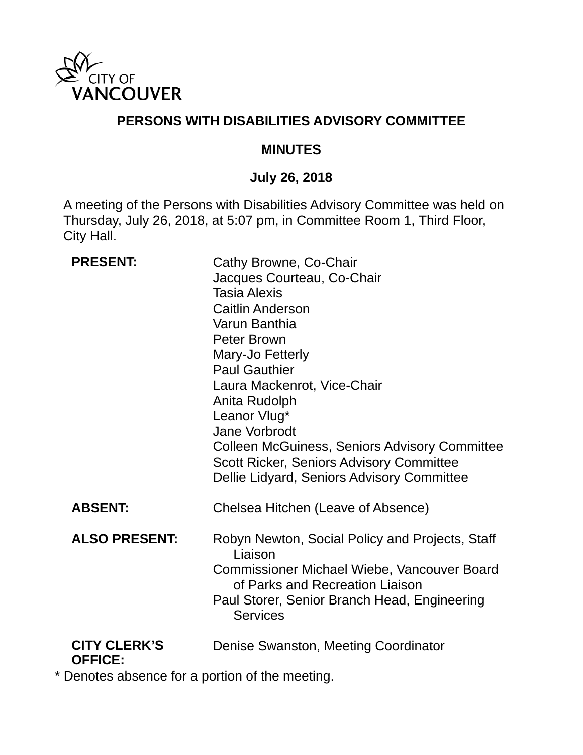CITY OF VANCOUVER

# PERSONS WITH DISABILITIES ADVISORY COMMITTEE

## MINUTES

## July 26, 2018

A meeting of the Persons with Disabilities Advisory Committee was held on Thursday, July 26, 2018, at 5:07 pm, in Committee Room 1, Third Floor, City Hall.

| | |
|---|---|
| **PRESENT:** | Cathy Browne, Co-Chair<br>Jacques Courteau, Co-Chair<br>Tasia Alexis<br>Caitlin Anderson<br>Varun Banthia<br>Peter Brown<br>Mary-Jo Fetterly<br>Paul Gauthier<br>Laura Mackenrot, Vice-Chair<br>Anita Rudolph<br>Leanor Vlug*<br>Jane Vorbrodt<br>Colleen McGuiness, Seniors Advisory Committee<br>Scott Ricker, Seniors Advisory Committee<br>Dellie Lidyard, Seniors Advisory Committee |
| **ABSENT:** | Chelsea Hitchen (Leave of Absence) |
| **ALSO PRESENT:** | Robyn Newton, Social Policy and Projects, Staff Liaison<br>Commissioner Michael Wiebe, Vancouver Board of Parks and Recreation Liaison<br>Paul Storer, Senior Branch Head, Engineering Services |
| **CITY CLERK'S OFFICE:** | Denise Swanston, Meeting Coordinator |

* Denotes absence for a portion of the meeting.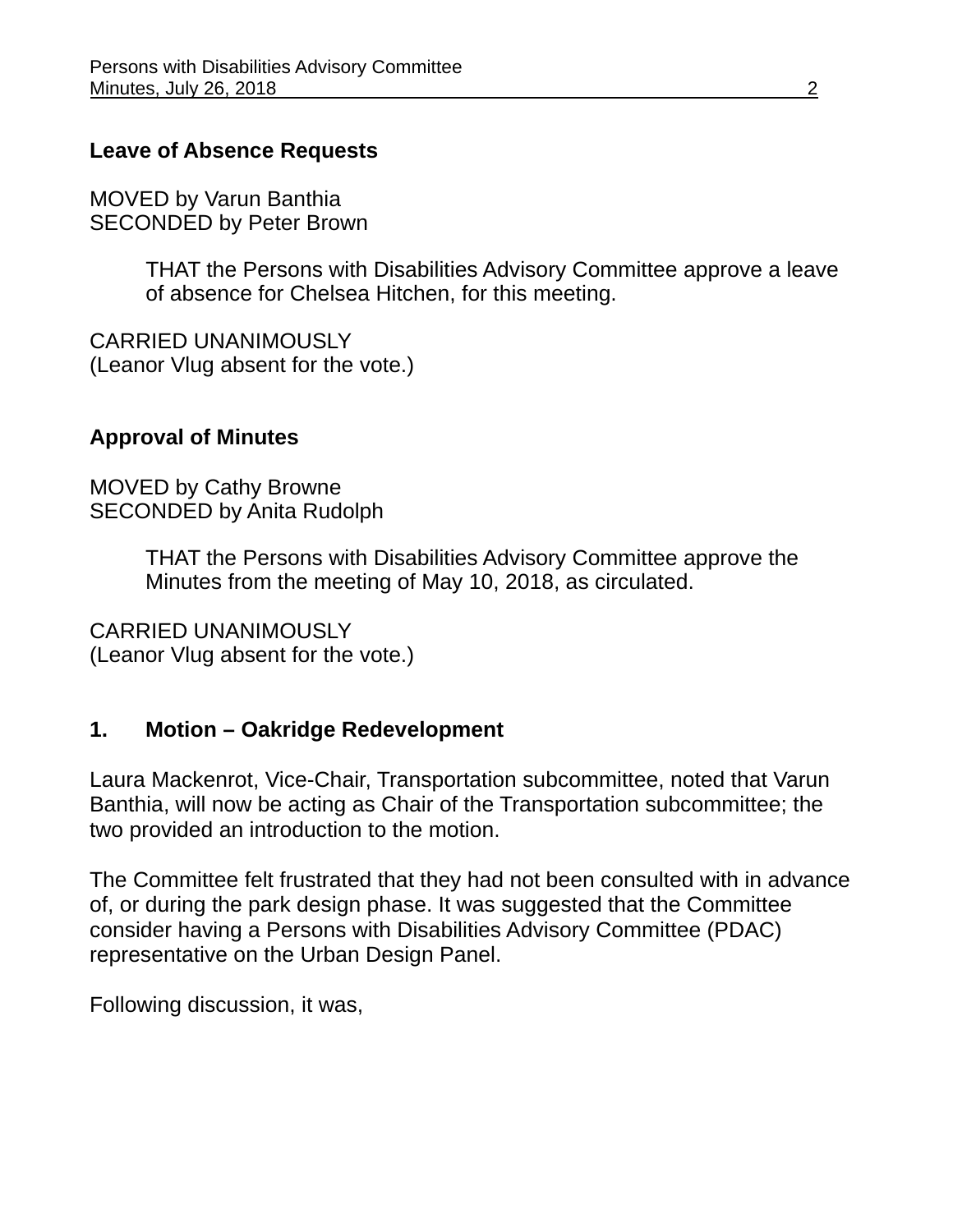**Leave of Absence Requests**

MOVED by Varun Banthia
SECONDED by Peter Brown

> THAT the Persons with Disabilities Advisory Committee approve a leave of absence for Chelsea Hitchen, for this meeting.

CARRIED UNANIMOUSLY
(Leanor Vlug absent for the vote.)

**Approval of Minutes**

MOVED by Cathy Browne
SECONDED by Anita Rudolph

> THAT the Persons with Disabilities Advisory Committee approve the Minutes from the meeting of May 10, 2018, as circulated.

CARRIED UNANIMOUSLY
(Leanor Vlug absent for the vote.)

**1. Motion – Oakridge Redevelopment**

Laura Mackenrot, Vice-Chair, Transportation subcommittee, noted that Varun Banthia, will now be acting as Chair of the Transportation subcommittee; the two provided an introduction to the motion.

The Committee felt frustrated that they had not been consulted with in advance of, or during the park design phase. It was suggested that the Committee consider having a Persons with Disabilities Advisory Committee (PDAC) representative on the Urban Design Panel.

Following discussion, it was,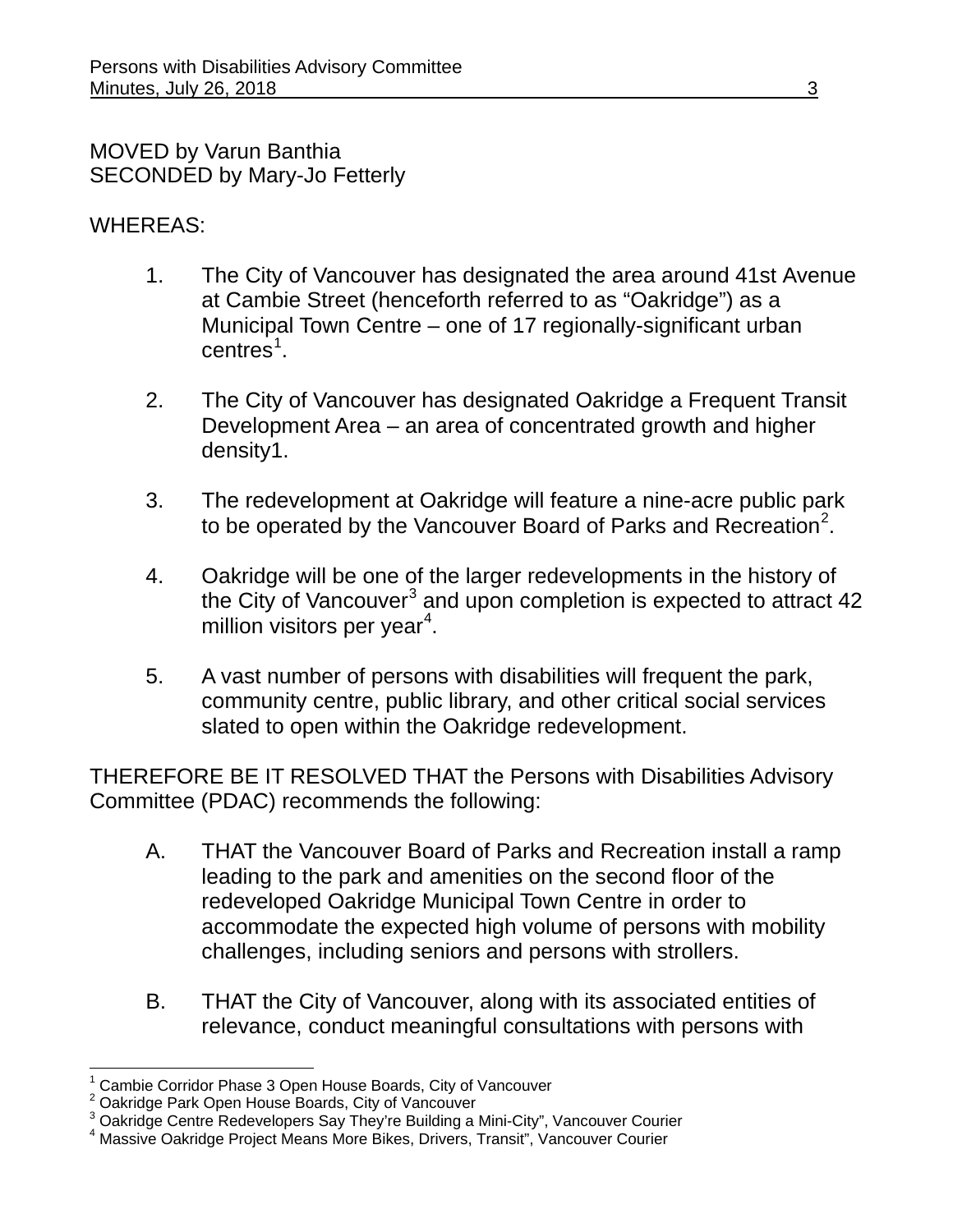MOVED by Varun Banthia
SECONDED by Mary-Jo Fetterly

WHEREAS:

1. The City of Vancouver has designated the area around 41st Avenue at Cambie Street (henceforth referred to as "Oakridge") as a Municipal Town Centre – one of 17 regionally-significant urban centres[1].

2. The City of Vancouver has designated Oakridge a Frequent Transit Development Area – an area of concentrated growth and higher density1.

3. The redevelopment at Oakridge will feature a nine-acre public park to be operated by the Vancouver Board of Parks and Recreation[2].

4. Oakridge will be one of the larger redevelopments in the history of the City of Vancouver[3] and upon completion is expected to attract 42 million visitors per year[4].

5. A vast number of persons with disabilities will frequent the park, community centre, public library, and other critical social services slated to open within the Oakridge redevelopment.

THEREFORE BE IT RESOLVED THAT the Persons with Disabilities Advisory Committee (PDAC) recommends the following:

A. THAT the Vancouver Board of Parks and Recreation install a ramp leading to the park and amenities on the second floor of the redeveloped Oakridge Municipal Town Centre in order to accommodate the expected high volume of persons with mobility challenges, including seniors and persons with strollers.

B. THAT the City of Vancouver, along with its associated entities of relevance, conduct meaningful consultations with persons with

---

[1] Cambie Corridor Phase 3 Open House Boards, City of Vancouver
[2] Oakridge Park Open House Boards, City of Vancouver
[3] Oakridge Centre Redevelopers Say They're Building a Mini-City", Vancouver Courier
[4] Massive Oakridge Project Means More Bikes, Drivers, Transit", Vancouver Courier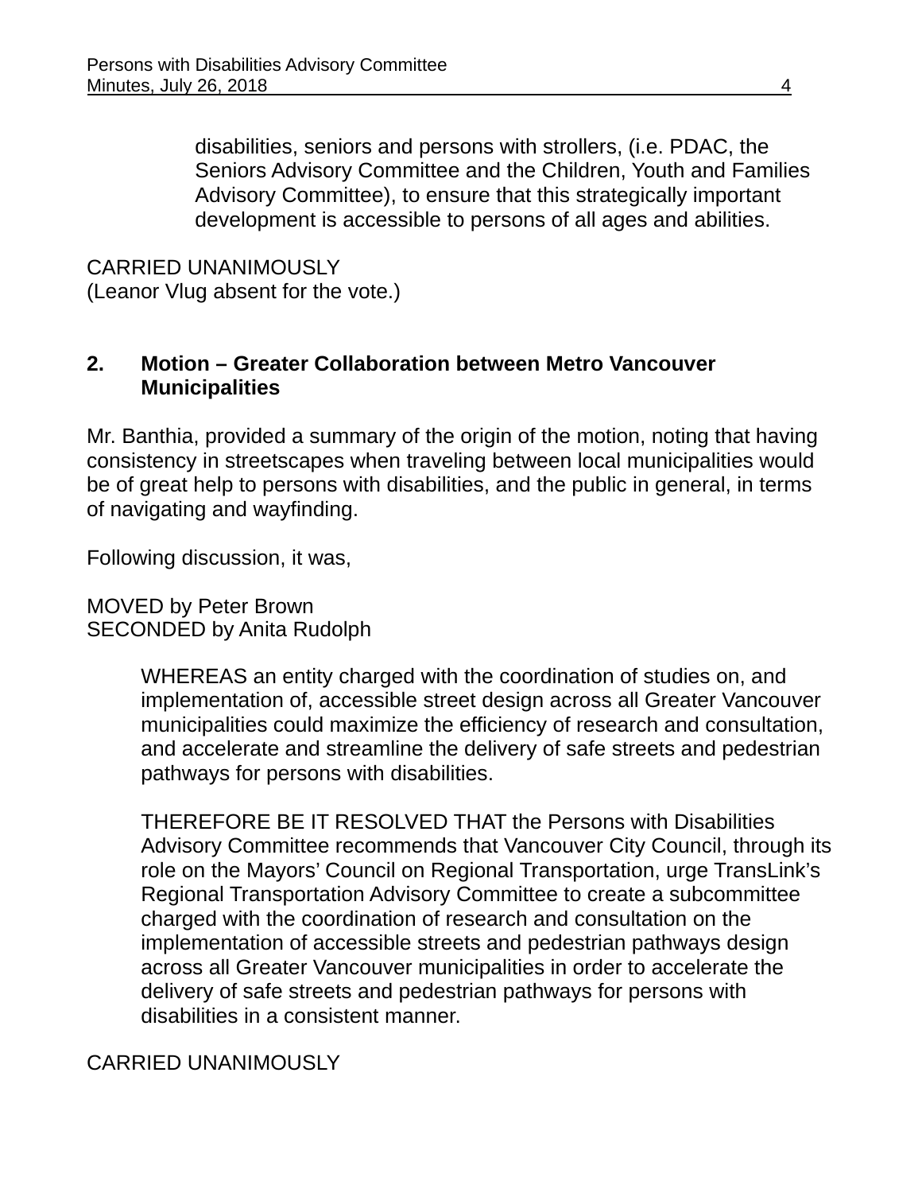disabilities, seniors and persons with strollers, (i.e. PDAC, the Seniors Advisory Committee and the Children, Youth and Families Advisory Committee), to ensure that this strategically important development is accessible to persons of all ages and abilities.

CARRIED UNANIMOUSLY
(Leanor Vlug absent for the vote.)

**2. Motion – Greater Collaboration between Metro Vancouver Municipalities**

Mr. Banthia, provided a summary of the origin of the motion, noting that having consistency in streetscapes when traveling between local municipalities would be of great help to persons with disabilities, and the public in general, in terms of navigating and wayfinding.

Following discussion, it was,

MOVED by Peter Brown
SECONDED by Anita Rudolph

> WHEREAS an entity charged with the coordination of studies on, and implementation of, accessible street design across all Greater Vancouver municipalities could maximize the efficiency of research and consultation, and accelerate and streamline the delivery of safe streets and pedestrian pathways for persons with disabilities.
>
> THEREFORE BE IT RESOLVED THAT the Persons with Disabilities Advisory Committee recommends that Vancouver City Council, through its role on the Mayors' Council on Regional Transportation, urge TransLink's Regional Transportation Advisory Committee to create a subcommittee charged with the coordination of research and consultation on the implementation of accessible streets and pedestrian pathways design across all Greater Vancouver municipalities in order to accelerate the delivery of safe streets and pedestrian pathways for persons with disabilities in a consistent manner.

CARRIED UNANIMOUSLY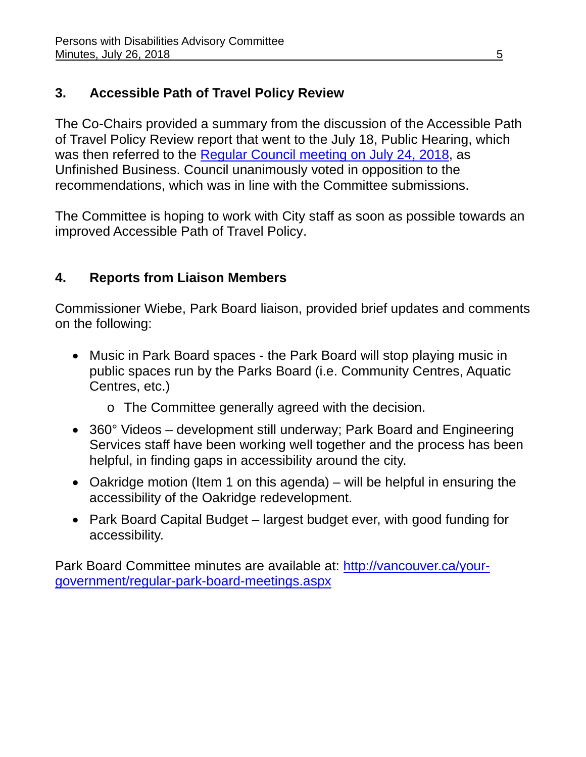## 3. Accessible Path of Travel Policy Review

The Co-Chairs provided a summary from the discussion of the Accessible Path of Travel Policy Review report that went to the July 18, Public Hearing, which was then referred to the [Regular Council meeting on July 24, 2018](), as Unfinished Business. Council unanimously voted in opposition to the recommendations, which was in line with the Committee submissions.

The Committee is hoping to work with City staff as soon as possible towards an improved Accessible Path of Travel Policy.

## 4. Reports from Liaison Members

Commissioner Wiebe, Park Board liaison, provided brief updates and comments on the following:

- Music in Park Board spaces - the Park Board will stop playing music in public spaces run by the Parks Board (i.e. Community Centres, Aquatic Centres, etc.)
  - The Committee generally agreed with the decision.
- 360° Videos – development still underway; Park Board and Engineering Services staff have been working well together and the process has been helpful, in finding gaps in accessibility around the city.
- Oakridge motion (Item 1 on this agenda) – will be helpful in ensuring the accessibility of the Oakridge redevelopment.
- Park Board Capital Budget – largest budget ever, with good funding for accessibility.

Park Board Committee minutes are available at: http://vancouver.ca/your-government/regular-park-board-meetings.aspx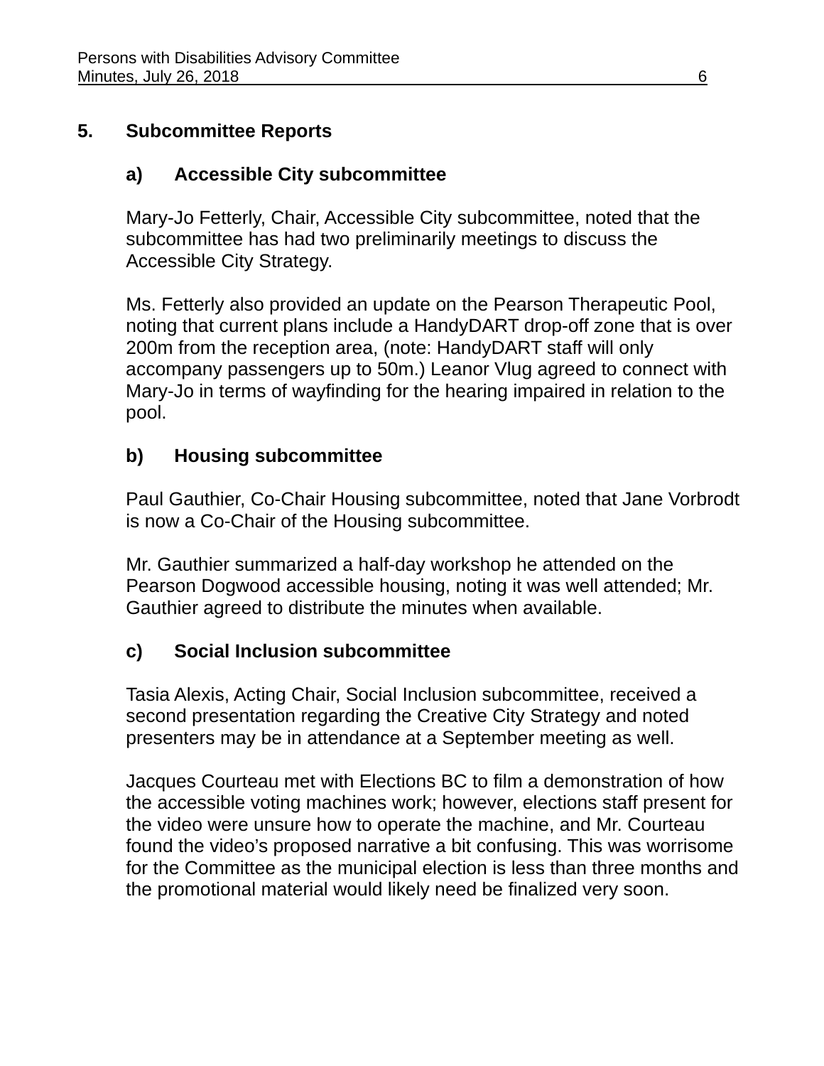## 5. Subcommittee Reports

### a) Accessible City subcommittee

Mary-Jo Fetterly, Chair, Accessible City subcommittee, noted that the subcommittee has had two preliminarily meetings to discuss the Accessible City Strategy.

Ms. Fetterly also provided an update on the Pearson Therapeutic Pool, noting that current plans include a HandyDART drop-off zone that is over 200m from the reception area, (note: HandyDART staff will only accompany passengers up to 50m.) Leanor Vlug agreed to connect with Mary-Jo in terms of wayfinding for the hearing impaired in relation to the pool.

### b) Housing subcommittee

Paul Gauthier, Co-Chair Housing subcommittee, noted that Jane Vorbrodt is now a Co-Chair of the Housing subcommittee.

Mr. Gauthier summarized a half-day workshop he attended on the Pearson Dogwood accessible housing, noting it was well attended; Mr. Gauthier agreed to distribute the minutes when available.

### c) Social Inclusion subcommittee

Tasia Alexis, Acting Chair, Social Inclusion subcommittee, received a second presentation regarding the Creative City Strategy and noted presenters may be in attendance at a September meeting as well.

Jacques Courteau met with Elections BC to film a demonstration of how the accessible voting machines work; however, elections staff present for the video were unsure how to operate the machine, and Mr. Courteau found the video's proposed narrative a bit confusing. This was worrisome for the Committee as the municipal election is less than three months and the promotional material would likely need be finalized very soon.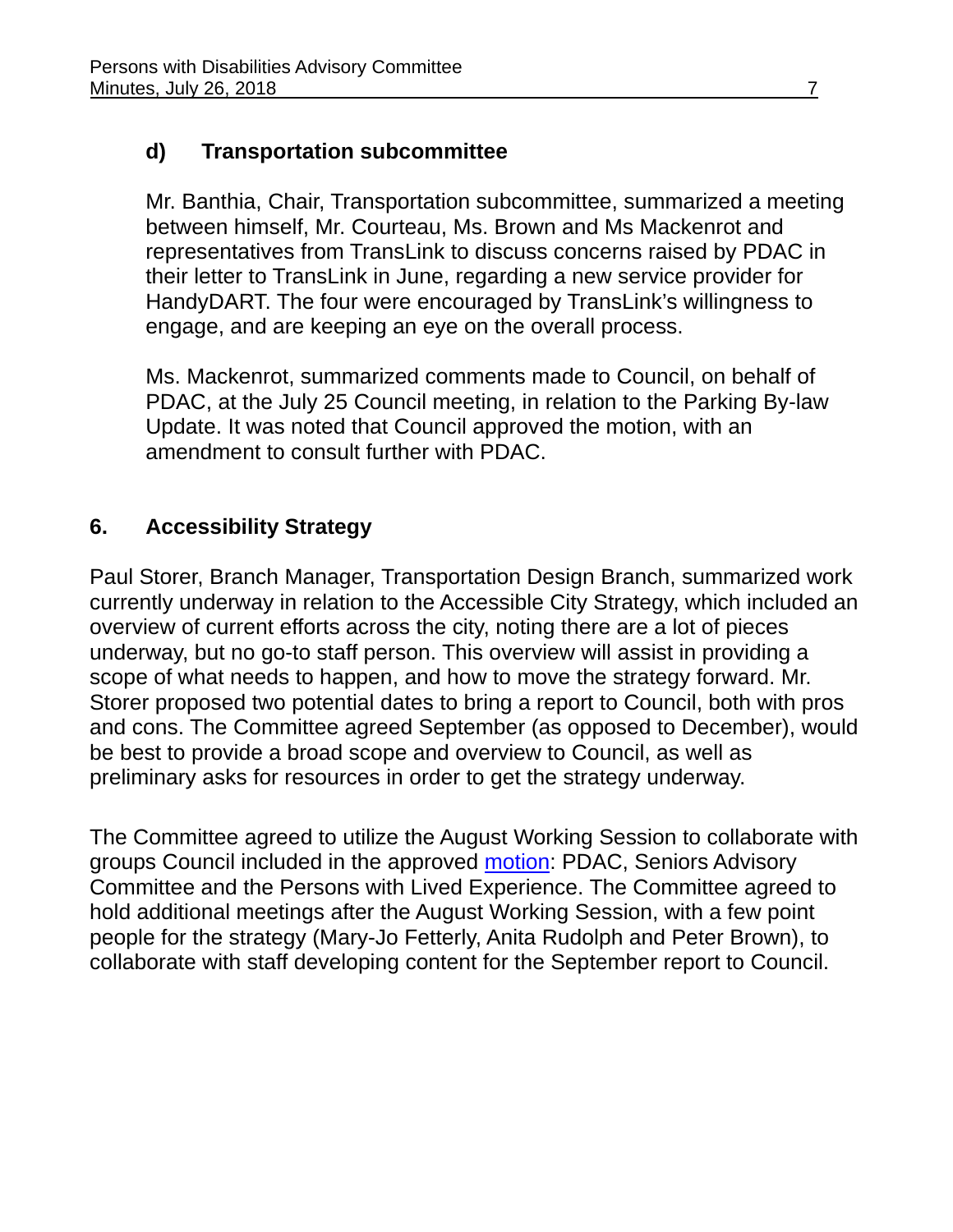### d) Transportation subcommittee

Mr. Banthia, Chair, Transportation subcommittee, summarized a meeting between himself, Mr. Courteau, Ms. Brown and Ms Mackenrot and representatives from TransLink to discuss concerns raised by PDAC in their letter to TransLink in June, regarding a new service provider for HandyDART. The four were encouraged by TransLink's willingness to engage, and are keeping an eye on the overall process.

Ms. Mackenrot, summarized comments made to Council, on behalf of PDAC, at the July 25 Council meeting, in relation to the Parking By-law Update. It was noted that Council approved the motion, with an amendment to consult further with PDAC.

## 6. Accessibility Strategy

Paul Storer, Branch Manager, Transportation Design Branch, summarized work currently underway in relation to the Accessible City Strategy, which included an overview of current efforts across the city, noting there are a lot of pieces underway, but no go-to staff person. This overview will assist in providing a scope of what needs to happen, and how to move the strategy forward. Mr. Storer proposed two potential dates to bring a report to Council, both with pros and cons. The Committee agreed September (as opposed to December), would be best to provide a broad scope and overview to Council, as well as preliminary asks for resources in order to get the strategy underway.

The Committee agreed to utilize the August Working Session to collaborate with groups Council included in the approved motion: PDAC, Seniors Advisory Committee and the Persons with Lived Experience. The Committee agreed to hold additional meetings after the August Working Session, with a few point people for the strategy (Mary-Jo Fetterly, Anita Rudolph and Peter Brown), to collaborate with staff developing content for the September report to Council.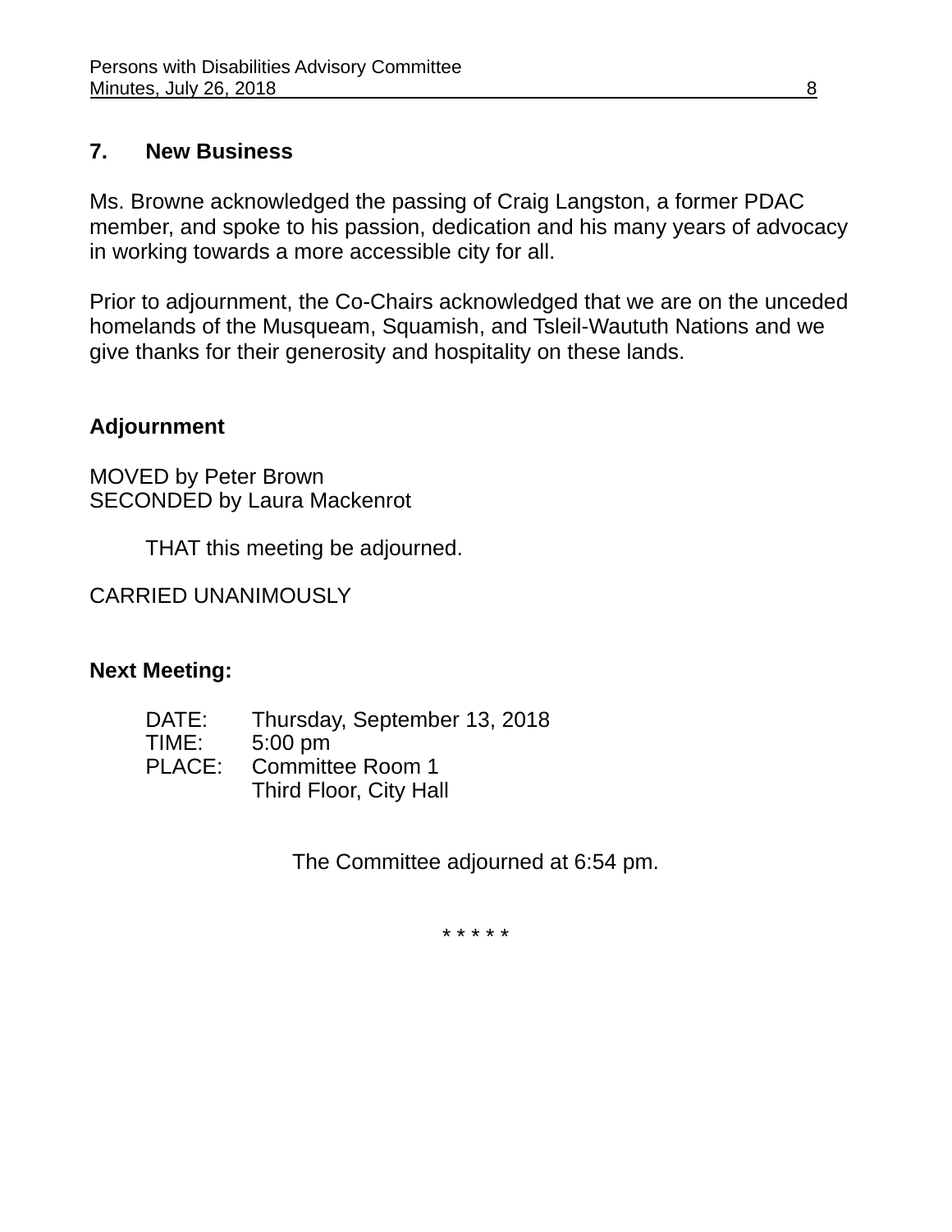## 7. New Business

Ms. Browne acknowledged the passing of Craig Langston, a former PDAC member, and spoke to his passion, dedication and his many years of advocacy in working towards a more accessible city for all.

Prior to adjournment, the Co-Chairs acknowledged that we are on the unceded homelands of the Musqueam, Squamish, and Tsleil-Waututh Nations and we give thanks for their generosity and hospitality on these lands.

**Adjournment**

MOVED by Peter Brown
SECONDED by Laura Mackenrot

> THAT this meeting be adjourned.

CARRIED UNANIMOUSLY

**Next Meeting:**

DATE: Thursday, September 13, 2018
TIME: 5:00 pm
PLACE: Committee Room 1
Third Floor, City Hall

The Committee adjourned at 6:54 pm.

* * * * *